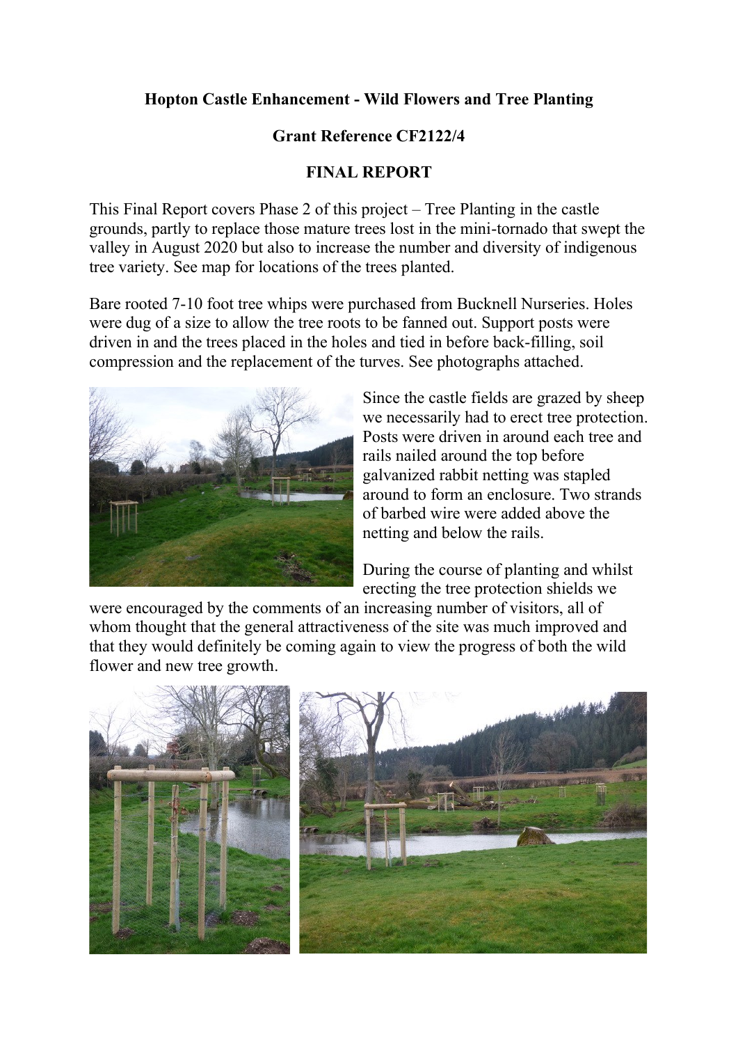**Hopton Castle Enhancement - Wild Flowers and Tree Planting**

**Grant Reference CF2122/4**

**FINAL REPORT**

This Final Report covers Phase 2 of this project – Tree Planting in the castle grounds, partly to replace those mature trees lost in the mini-tornado that swept the valley in August 2020 but also to increase the number and diversity of indigenous tree variety. See map for locations of the trees planted.

Bare rooted 7-10 foot tree whips were purchased from Bucknell Nurseries. Holes were dug of a size to allow the tree roots to be fanned out. Support posts were driven in and the trees placed in the holes and tied in before back-filling, soil compression and the replacement of the turves. See photographs attached.

Since the castle fields are grazed by sheep we necessarily had to erect tree protection. Posts were driven in around each tree and rails nailed around the top before galvanized rabbit netting was stapled around to form an enclosure. Two strands of barbed wire were added above the netting and below the rails.

During the course of planting and whilst erecting the tree protection shields we were encouraged by the comments of an increasing number of visitors, all of whom thought that the general attractiveness of the site was much improved and that they would definitely be coming again to view the progress of both the wild flower and new tree growth.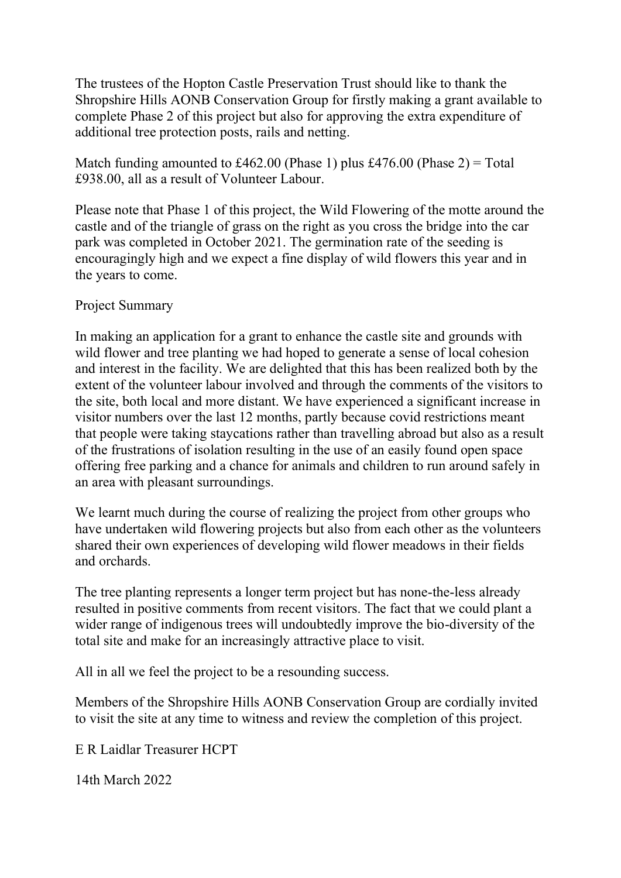The trustees of the Hopton Castle Preservation Trust should like to thank the Shropshire Hills AONB Conservation Group for firstly making a grant available to complete Phase 2 of this project but also for approving the extra expenditure of additional tree protection posts, rails and netting.

Match funding amounted to £462.00 (Phase 1) plus £476.00 (Phase 2) = Total £938.00, all as a result of Volunteer Labour.

Please note that Phase 1 of this project, the Wild Flowering of the motte around the castle and of the triangle of grass on the right as you cross the bridge into the car park was completed in October 2021. The germination rate of the seeding is encouragingly high and we expect a fine display of wild flowers this year and in the years to come.

Project Summary

In making an application for a grant to enhance the castle site and grounds with wild flower and tree planting we had hoped to generate a sense of local cohesion and interest in the facility. We are delighted that this has been realized both by the extent of the volunteer labour involved and through the comments of the visitors to the site, both local and more distant. We have experienced a significant increase in visitor numbers over the last 12 months, partly because covid restrictions meant that people were taking staycations rather than travelling abroad but also as a result of the frustrations of isolation resulting in the use of an easily found open space offering free parking and a chance for animals and children to run around safely in an area with pleasant surroundings.

We learnt much during the course of realizing the project from other groups who have undertaken wild flowering projects but also from each other as the volunteers shared their own experiences of developing wild flower meadows in their fields and orchards.

The tree planting represents a longer term project but has none-the-less already resulted in positive comments from recent visitors. The fact that we could plant a wider range of indigenous trees will undoubtedly improve the bio-diversity of the total site and make for an increasingly attractive place to visit.

All in all we feel the project to be a resounding success.

Members of the Shropshire Hills AONB Conservation Group are cordially invited to visit the site at any time to witness and review the completion of this project.

E R Laidlar Treasurer HCPT

14th March 2022